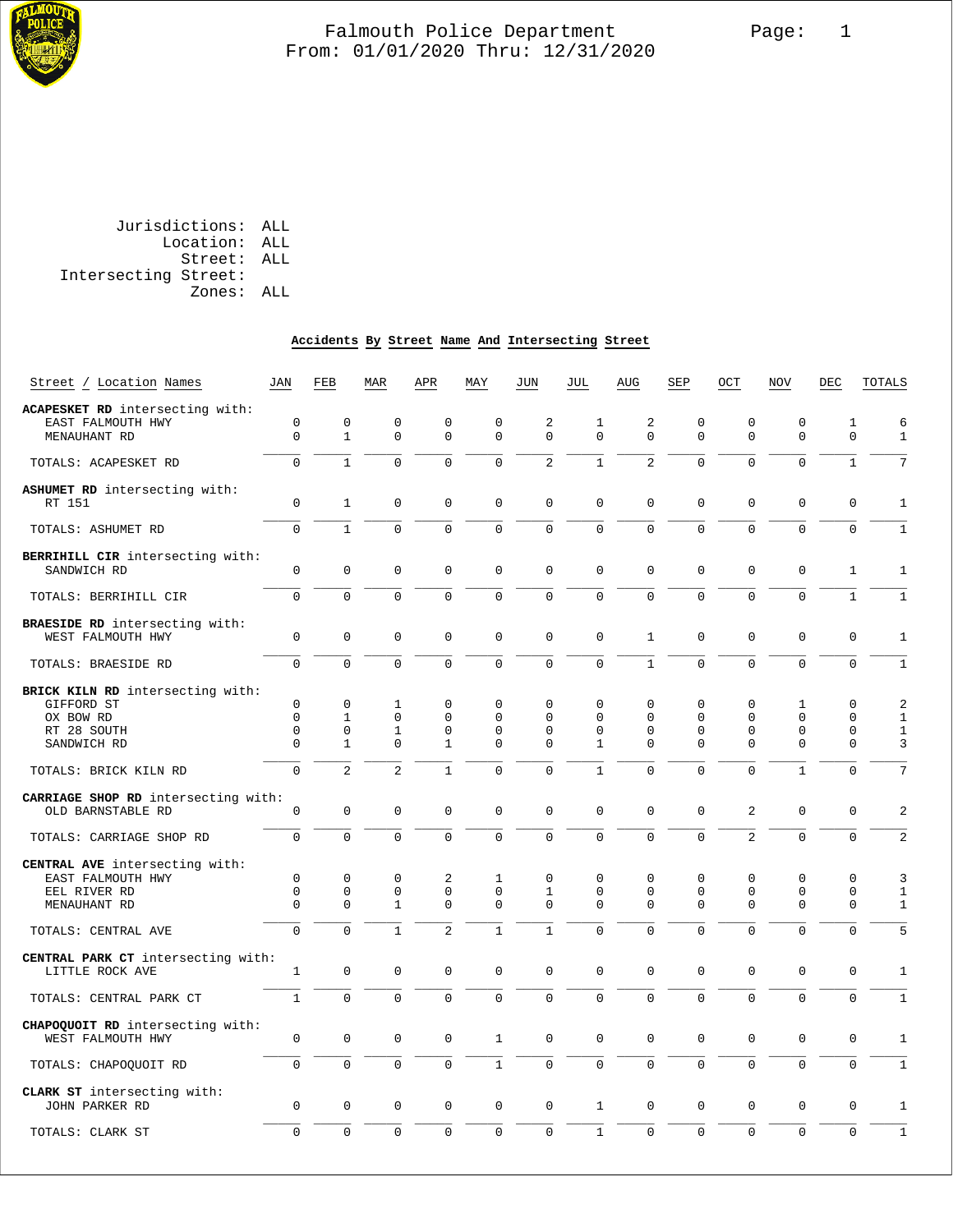# Falmouth Police Department

From: 01/01/2020 Thru: 12/31/2020

Jurisdictions: ALL
Location: ALL
Street: ALL
Intersecting Street:
Zones: ALL

## Accidents By Street Name And Intersecting Street

| Street / Location Names | JAN | FEB | MAR | APR | MAY | JUN | JUL | AUG | SEP | OCT | NOV | DEC | TOTALS |
|---|---|---|---|---|---|---|---|---|---|---|---|---|---|
| **ACAPESKET RD** intersecting with: | | | | | | | | | | | | | |
| EAST FALMOUTH HWY | 0 | 0 | 0 | 0 | 0 | 2 | 1 | 2 | 0 | 0 | 0 | 1 | 6 |
| MENAUHANT RD | 0 | 1 | 0 | 0 | 0 | 0 | 0 | 0 | 0 | 0 | 0 | 0 | 1 |
| TOTALS: ACAPESKET RD | 0 | 1 | 0 | 0 | 0 | 2 | 1 | 2 | 0 | 0 | 0 | 1 | 7 |
| **ASHUMET RD** intersecting with: | | | | | | | | | | | | | |
| RT 151 | 0 | 1 | 0 | 0 | 0 | 0 | 0 | 0 | 0 | 0 | 0 | 0 | 1 |
| TOTALS: ASHUMET RD | 0 | 1 | 0 | 0 | 0 | 0 | 0 | 0 | 0 | 0 | 0 | 0 | 1 |
| **BERRIHILL CIR** intersecting with: | | | | | | | | | | | | | |
| SANDWICH RD | 0 | 0 | 0 | 0 | 0 | 0 | 0 | 0 | 0 | 0 | 0 | 1 | 1 |
| TOTALS: BERRIHILL CIR | 0 | 0 | 0 | 0 | 0 | 0 | 0 | 0 | 0 | 0 | 0 | 1 | 1 |
| **BRAESIDE RD** intersecting with: | | | | | | | | | | | | | |
| WEST FALMOUTH HWY | 0 | 0 | 0 | 0 | 0 | 0 | 0 | 1 | 0 | 0 | 0 | 0 | 1 |
| TOTALS: BRAESIDE RD | 0 | 0 | 0 | 0 | 0 | 0 | 0 | 1 | 0 | 0 | 0 | 0 | 1 |
| **BRICK KILN RD** intersecting with: | | | | | | | | | | | | | |
| GIFFORD ST | 0 | 0 | 1 | 0 | 0 | 0 | 0 | 0 | 0 | 0 | 1 | 0 | 2 |
| OX BOW RD | 0 | 1 | 0 | 0 | 0 | 0 | 0 | 0 | 0 | 0 | 0 | 0 | 1 |
| RT 28 SOUTH | 0 | 0 | 1 | 0 | 0 | 0 | 0 | 0 | 0 | 0 | 0 | 0 | 1 |
| SANDWICH RD | 0 | 1 | 0 | 1 | 0 | 0 | 1 | 0 | 0 | 0 | 0 | 0 | 3 |
| TOTALS: BRICK KILN RD | 0 | 2 | 2 | 1 | 0 | 0 | 1 | 0 | 0 | 0 | 1 | 0 | 7 |
| **CARRIAGE SHOP RD** intersecting with: | | | | | | | | | | | | | |
| OLD BARNSTABLE RD | 0 | 0 | 0 | 0 | 0 | 0 | 0 | 0 | 0 | 2 | 0 | 0 | 2 |
| TOTALS: CARRIAGE SHOP RD | 0 | 0 | 0 | 0 | 0 | 0 | 0 | 0 | 0 | 2 | 0 | 0 | 2 |
| **CENTRAL AVE** intersecting with: | | | | | | | | | | | | | |
| EAST FALMOUTH HWY | 0 | 0 | 0 | 2 | 1 | 0 | 0 | 0 | 0 | 0 | 0 | 0 | 3 |
| EEL RIVER RD | 0 | 0 | 0 | 0 | 0 | 1 | 0 | 0 | 0 | 0 | 0 | 0 | 1 |
| MENAUHANT RD | 0 | 0 | 1 | 0 | 0 | 0 | 0 | 0 | 0 | 0 | 0 | 0 | 1 |
| TOTALS: CENTRAL AVE | 0 | 0 | 1 | 2 | 1 | 1 | 0 | 0 | 0 | 0 | 0 | 0 | 5 |
| **CENTRAL PARK CT** intersecting with: | | | | | | | | | | | | | |
| LITTLE ROCK AVE | 1 | 0 | 0 | 0 | 0 | 0 | 0 | 0 | 0 | 0 | 0 | 0 | 1 |
| TOTALS: CENTRAL PARK CT | 1 | 0 | 0 | 0 | 0 | 0 | 0 | 0 | 0 | 0 | 0 | 0 | 1 |
| **CHAPOQUOIT RD** intersecting with: | | | | | | | | | | | | | |
| WEST FALMOUTH HWY | 0 | 0 | 0 | 0 | 1 | 0 | 0 | 0 | 0 | 0 | 0 | 0 | 1 |
| TOTALS: CHAPOQUOIT RD | 0 | 0 | 0 | 0 | 1 | 0 | 0 | 0 | 0 | 0 | 0 | 0 | 1 |
| **CLARK ST** intersecting with: | | | | | | | | | | | | | |
| JOHN PARKER RD | 0 | 0 | 0 | 0 | 0 | 0 | 1 | 0 | 0 | 0 | 0 | 0 | 1 |
| TOTALS: CLARK ST | 0 | 0 | 0 | 0 | 0 | 0 | 1 | 0 | 0 | 0 | 0 | 0 | 1 |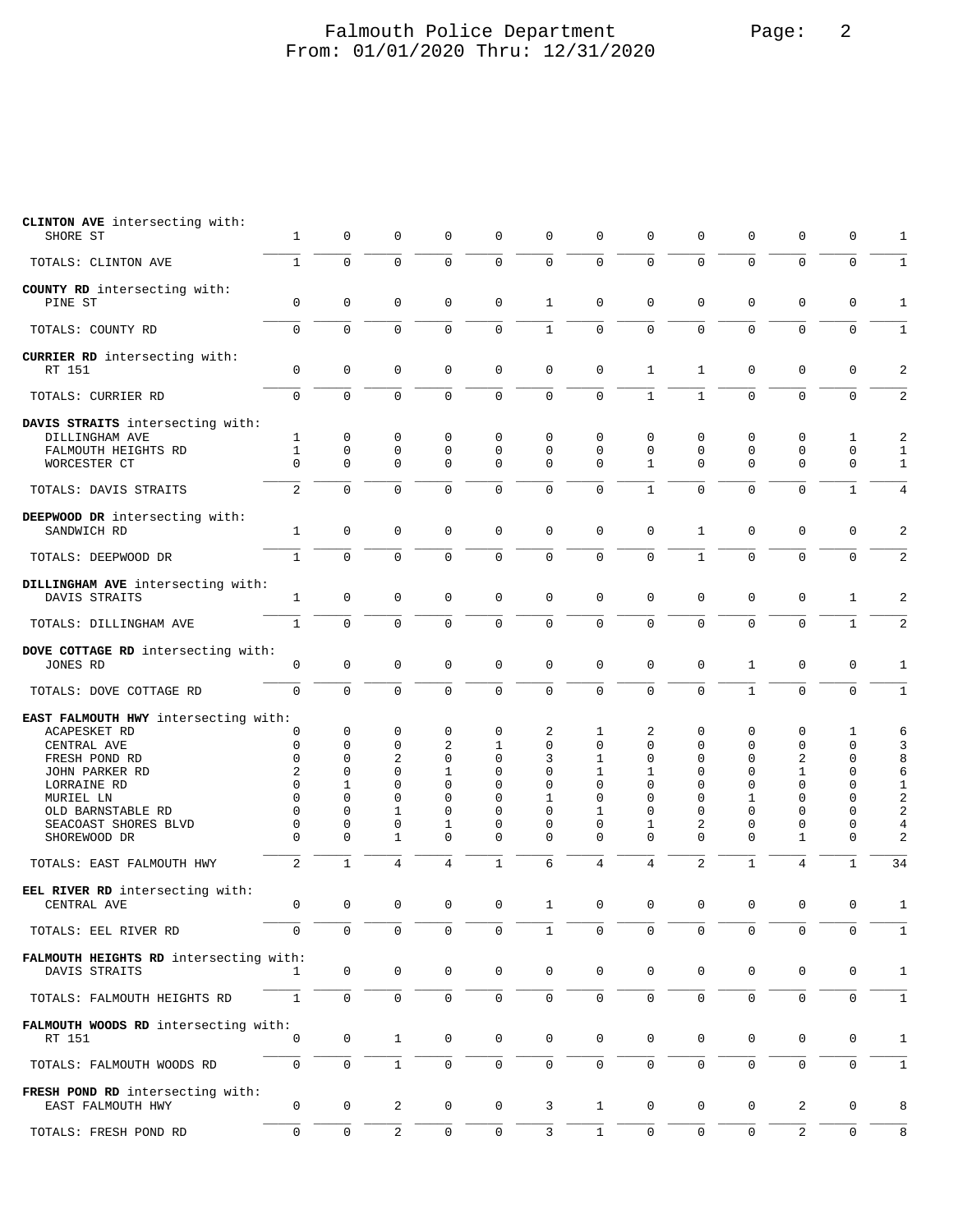# Falmouth Police Department
From: 01/01/2020 Thru: 12/31/2020

| Street | | | | | | | | | | | | | Total |
|---|---|---|---|---|---|---|---|---|---|---|---|---|---|
| **CLINTON AVE** intersecting with: | | | | | | | | | | | | | |
| SHORE ST | 1 | 0 | 0 | 0 | 0 | 0 | 0 | 0 | 0 | 0 | 0 | 0 | 1 |
| TOTALS: CLINTON AVE | 1 | 0 | 0 | 0 | 0 | 0 | 0 | 0 | 0 | 0 | 0 | 0 | 1 |
| **COUNTY RD** intersecting with: | | | | | | | | | | | | | |
| PINE ST | 0 | 0 | 0 | 0 | 0 | 1 | 0 | 0 | 0 | 0 | 0 | 0 | 1 |
| TOTALS: COUNTY RD | 0 | 0 | 0 | 0 | 0 | 1 | 0 | 0 | 0 | 0 | 0 | 0 | 1 |
| **CURRIER RD** intersecting with: | | | | | | | | | | | | | |
| RT 151 | 0 | 0 | 0 | 0 | 0 | 0 | 0 | 1 | 1 | 0 | 0 | 0 | 2 |
| TOTALS: CURRIER RD | 0 | 0 | 0 | 0 | 0 | 0 | 0 | 1 | 1 | 0 | 0 | 0 | 2 |
| **DAVIS STRAITS** intersecting with: | | | | | | | | | | | | | |
| DILLINGHAM AVE | 1 | 0 | 0 | 0 | 0 | 0 | 0 | 0 | 0 | 0 | 0 | 1 | 2 |
| FALMOUTH HEIGHTS RD | 1 | 0 | 0 | 0 | 0 | 0 | 0 | 0 | 0 | 0 | 0 | 0 | 1 |
| WORCESTER CT | 0 | 0 | 0 | 0 | 0 | 0 | 0 | 1 | 0 | 0 | 0 | 0 | 1 |
| TOTALS: DAVIS STRAITS | 2 | 0 | 0 | 0 | 0 | 0 | 0 | 1 | 0 | 0 | 0 | 1 | 4 |
| **DEEPWOOD DR** intersecting with: | | | | | | | | | | | | | |
| SANDWICH RD | 1 | 0 | 0 | 0 | 0 | 0 | 0 | 0 | 1 | 0 | 0 | 0 | 2 |
| TOTALS: DEEPWOOD DR | 1 | 0 | 0 | 0 | 0 | 0 | 0 | 0 | 1 | 0 | 0 | 0 | 2 |
| **DILLINGHAM AVE** intersecting with: | | | | | | | | | | | | | |
| DAVIS STRAITS | 1 | 0 | 0 | 0 | 0 | 0 | 0 | 0 | 0 | 0 | 0 | 1 | 2 |
| TOTALS: DILLINGHAM AVE | 1 | 0 | 0 | 0 | 0 | 0 | 0 | 0 | 0 | 0 | 0 | 1 | 2 |
| **DOVE COTTAGE RD** intersecting with: | | | | | | | | | | | | | |
| JONES RD | 0 | 0 | 0 | 0 | 0 | 0 | 0 | 0 | 0 | 1 | 0 | 0 | 1 |
| TOTALS: DOVE COTTAGE RD | 0 | 0 | 0 | 0 | 0 | 0 | 0 | 0 | 0 | 1 | 0 | 0 | 1 |
| **EAST FALMOUTH HWY** intersecting with: | | | | | | | | | | | | | |
| ACAPESKET RD | 0 | 0 | 0 | 0 | 0 | 2 | 1 | 2 | 0 | 0 | 0 | 1 | 6 |
| CENTRAL AVE | 0 | 0 | 0 | 2 | 1 | 0 | 0 | 0 | 0 | 0 | 0 | 0 | 3 |
| FRESH POND RD | 0 | 0 | 2 | 0 | 0 | 3 | 1 | 0 | 0 | 0 | 2 | 0 | 8 |
| JOHN PARKER RD | 2 | 0 | 0 | 1 | 0 | 0 | 1 | 1 | 0 | 0 | 1 | 0 | 6 |
| LORRAINE RD | 0 | 1 | 0 | 0 | 0 | 0 | 0 | 0 | 0 | 0 | 0 | 0 | 1 |
| MURIEL LN | 0 | 0 | 0 | 0 | 0 | 1 | 0 | 0 | 0 | 1 | 0 | 0 | 2 |
| OLD BARNSTABLE RD | 0 | 0 | 1 | 0 | 0 | 0 | 1 | 0 | 0 | 0 | 0 | 0 | 2 |
| SEACOAST SHORES BLVD | 0 | 0 | 0 | 1 | 0 | 0 | 0 | 1 | 2 | 0 | 0 | 0 | 4 |
| SHOREWOOD DR | 0 | 0 | 1 | 0 | 0 | 0 | 0 | 0 | 0 | 0 | 1 | 0 | 2 |
| TOTALS: EAST FALMOUTH HWY | 2 | 1 | 4 | 4 | 1 | 6 | 4 | 4 | 2 | 1 | 4 | 1 | 34 |
| **EEL RIVER RD** intersecting with: | | | | | | | | | | | | | |
| CENTRAL AVE | 0 | 0 | 0 | 0 | 0 | 1 | 0 | 0 | 0 | 0 | 0 | 0 | 1 |
| TOTALS: EEL RIVER RD | 0 | 0 | 0 | 0 | 0 | 1 | 0 | 0 | 0 | 0 | 0 | 0 | 1 |
| **FALMOUTH HEIGHTS RD** intersecting with: | | | | | | | | | | | | | |
| DAVIS STRAITS | 1 | 0 | 0 | 0 | 0 | 0 | 0 | 0 | 0 | 0 | 0 | 0 | 1 |
| TOTALS: FALMOUTH HEIGHTS RD | 1 | 0 | 0 | 0 | 0 | 0 | 0 | 0 | 0 | 0 | 0 | 0 | 1 |
| **FALMOUTH WOODS RD** intersecting with: | | | | | | | | | | | | | |
| RT 151 | 0 | 0 | 1 | 0 | 0 | 0 | 0 | 0 | 0 | 0 | 0 | 0 | 1 |
| TOTALS: FALMOUTH WOODS RD | 0 | 0 | 1 | 0 | 0 | 0 | 0 | 0 | 0 | 0 | 0 | 0 | 1 |
| **FRESH POND RD** intersecting with: | | | | | | | | | | | | | |
| EAST FALMOUTH HWY | 0 | 0 | 2 | 0 | 0 | 3 | 1 | 0 | 0 | 0 | 2 | 0 | 8 |
| TOTALS: FRESH POND RD | 0 | 0 | 2 | 0 | 0 | 3 | 1 | 0 | 0 | 0 | 2 | 0 | 8 |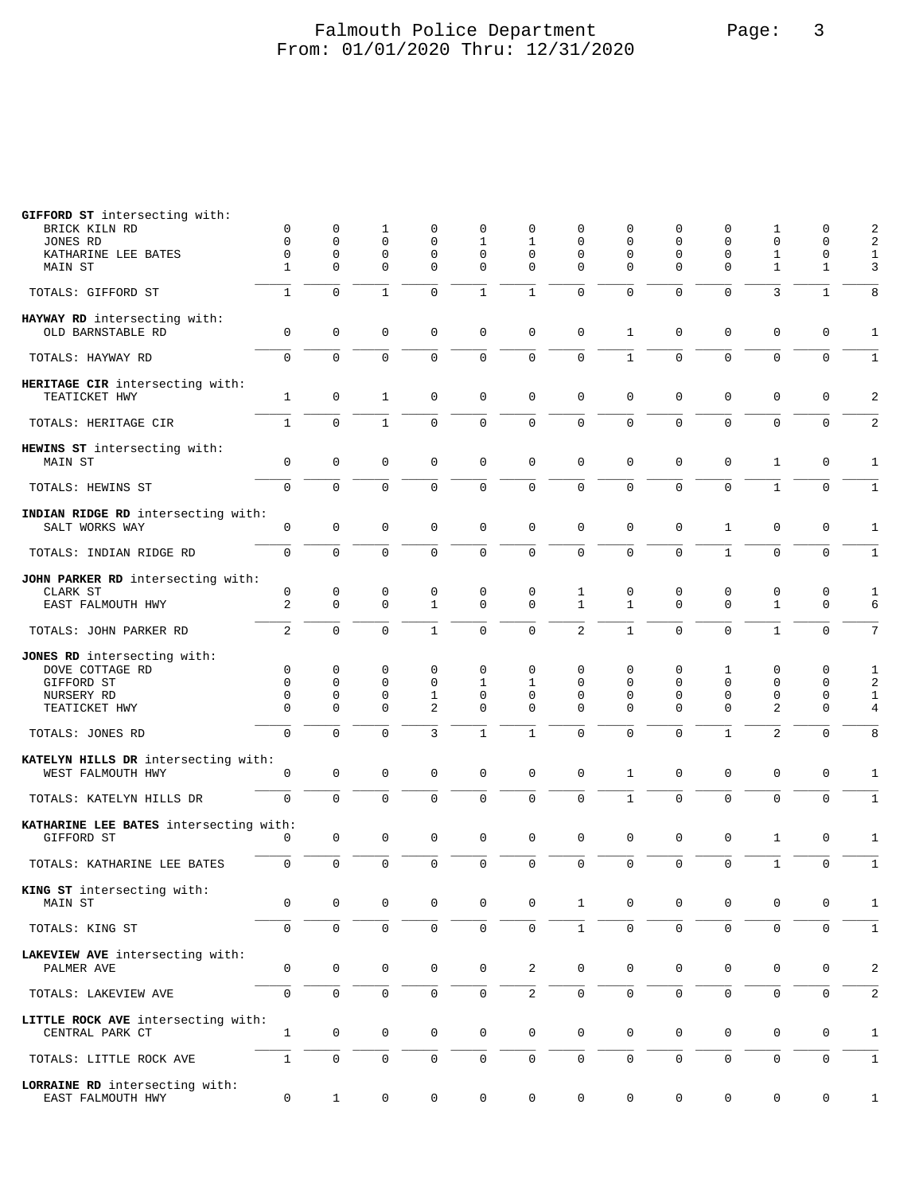# Falmouth Police Department
From: 01/01/2020 Thru: 12/31/2020

| | | | | | | | | | | | | | |
|---|---|---|---|---|---|---|---|---|---|---|---|---|---|
| **GIFFORD ST** intersecting with: | | | | | | | | | | | | | |
| BRICK KILN RD | 0 | 0 | 1 | 0 | 0 | 0 | 0 | 0 | 0 | 0 | 1 | 0 | 2 |
| JONES RD | 0 | 0 | 0 | 0 | 1 | 1 | 0 | 0 | 0 | 0 | 0 | 0 | 2 |
| KATHARINE LEE BATES | 0 | 0 | 0 | 0 | 0 | 0 | 0 | 0 | 0 | 0 | 1 | 0 | 1 |
| MAIN ST | 1 | 0 | 0 | 0 | 0 | 0 | 0 | 0 | 0 | 0 | 1 | 1 | 3 |
| TOTALS: GIFFORD ST | 1 | 0 | 1 | 0 | 1 | 1 | 0 | 0 | 0 | 0 | 3 | 1 | 8 |
| **HAYWAY RD** intersecting with: | | | | | | | | | | | | | |
| OLD BARNSTABLE RD | 0 | 0 | 0 | 0 | 0 | 0 | 0 | 1 | 0 | 0 | 0 | 0 | 1 |
| TOTALS: HAYWAY RD | 0 | 0 | 0 | 0 | 0 | 0 | 0 | 1 | 0 | 0 | 0 | 0 | 1 |
| **HERITAGE CIR** intersecting with: | | | | | | | | | | | | | |
| TEATICKET HWY | 1 | 0 | 1 | 0 | 0 | 0 | 0 | 0 | 0 | 0 | 0 | 0 | 2 |
| TOTALS: HERITAGE CIR | 1 | 0 | 1 | 0 | 0 | 0 | 0 | 0 | 0 | 0 | 0 | 0 | 2 |
| **HEWINS ST** intersecting with: | | | | | | | | | | | | | |
| MAIN ST | 0 | 0 | 0 | 0 | 0 | 0 | 0 | 0 | 0 | 0 | 1 | 0 | 1 |
| TOTALS: HEWINS ST | 0 | 0 | 0 | 0 | 0 | 0 | 0 | 0 | 0 | 0 | 1 | 0 | 1 |
| **INDIAN RIDGE RD** intersecting with: | | | | | | | | | | | | | |
| SALT WORKS WAY | 0 | 0 | 0 | 0 | 0 | 0 | 0 | 0 | 0 | 1 | 0 | 0 | 1 |
| TOTALS: INDIAN RIDGE RD | 0 | 0 | 0 | 0 | 0 | 0 | 0 | 0 | 0 | 1 | 0 | 0 | 1 |
| **JOHN PARKER RD** intersecting with: | | | | | | | | | | | | | |
| CLARK ST | 0 | 0 | 0 | 0 | 0 | 0 | 1 | 0 | 0 | 0 | 0 | 0 | 1 |
| EAST FALMOUTH HWY | 2 | 0 | 0 | 1 | 0 | 0 | 1 | 1 | 0 | 0 | 1 | 0 | 6 |
| TOTALS: JOHN PARKER RD | 2 | 0 | 0 | 1 | 0 | 0 | 2 | 1 | 0 | 0 | 1 | 0 | 7 |
| **JONES RD** intersecting with: | | | | | | | | | | | | | |
| DOVE COTTAGE RD | 0 | 0 | 0 | 0 | 0 | 0 | 0 | 0 | 0 | 1 | 0 | 0 | 1 |
| GIFFORD ST | 0 | 0 | 0 | 0 | 1 | 1 | 0 | 0 | 0 | 0 | 0 | 0 | 2 |
| NURSERY RD | 0 | 0 | 0 | 1 | 0 | 0 | 0 | 0 | 0 | 0 | 0 | 0 | 1 |
| TEATICKET HWY | 0 | 0 | 0 | 2 | 0 | 0 | 0 | 0 | 0 | 0 | 2 | 0 | 4 |
| TOTALS: JONES RD | 0 | 0 | 0 | 3 | 1 | 1 | 0 | 0 | 0 | 1 | 2 | 0 | 8 |
| **KATELYN HILLS DR** intersecting with: | | | | | | | | | | | | | |
| WEST FALMOUTH HWY | 0 | 0 | 0 | 0 | 0 | 0 | 0 | 1 | 0 | 0 | 0 | 0 | 1 |
| TOTALS: KATELYN HILLS DR | 0 | 0 | 0 | 0 | 0 | 0 | 0 | 1 | 0 | 0 | 0 | 0 | 1 |
| **KATHARINE LEE BATES** intersecting with: | | | | | | | | | | | | | |
| GIFFORD ST | 0 | 0 | 0 | 0 | 0 | 0 | 0 | 0 | 0 | 0 | 1 | 0 | 1 |
| TOTALS: KATHARINE LEE BATES | 0 | 0 | 0 | 0 | 0 | 0 | 0 | 0 | 0 | 0 | 1 | 0 | 1 |
| **KING ST** intersecting with: | | | | | | | | | | | | | |
| MAIN ST | 0 | 0 | 0 | 0 | 0 | 0 | 1 | 0 | 0 | 0 | 0 | 0 | 1 |
| TOTALS: KING ST | 0 | 0 | 0 | 0 | 0 | 0 | 1 | 0 | 0 | 0 | 0 | 0 | 1 |
| **LAKEVIEW AVE** intersecting with: | | | | | | | | | | | | | |
| PALMER AVE | 0 | 0 | 0 | 0 | 0 | 2 | 0 | 0 | 0 | 0 | 0 | 0 | 2 |
| TOTALS: LAKEVIEW AVE | 0 | 0 | 0 | 0 | 0 | 2 | 0 | 0 | 0 | 0 | 0 | 0 | 2 |
| **LITTLE ROCK AVE** intersecting with: | | | | | | | | | | | | | |
| CENTRAL PARK CT | 1 | 0 | 0 | 0 | 0 | 0 | 0 | 0 | 0 | 0 | 0 | 0 | 1 |
| TOTALS: LITTLE ROCK AVE | 1 | 0 | 0 | 0 | 0 | 0 | 0 | 0 | 0 | 0 | 0 | 0 | 1 |
| **LORRAINE RD** intersecting with: | | | | | | | | | | | | | |
| EAST FALMOUTH HWY | 0 | 1 | 0 | 0 | 0 | 0 | 0 | 0 | 0 | 0 | 0 | 0 | 1 |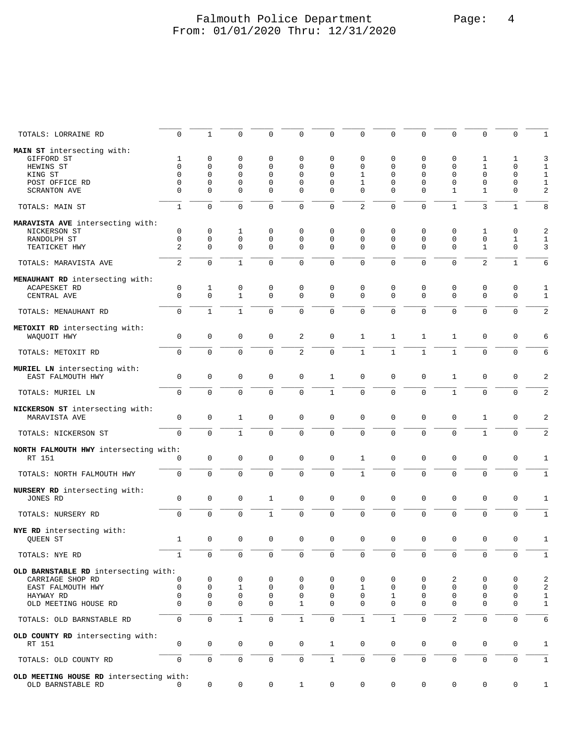Falmouth Police Department
From: 01/01/2020 Thru: 12/31/2020

| | | | | | | | | | | | | | |
|---|---|---|---|---|---|---|---|---|---|---|---|---|---|
| TOTALS: LORRAINE RD | 0 | 1 | 0 | 0 | 0 | 0 | 0 | 0 | 0 | 0 | 0 | 0 | 1 |
| **MAIN ST** intersecting with: | | | | | | | | | | | | | |
| GIFFORD ST | 1 | 0 | 0 | 0 | 0 | 0 | 0 | 0 | 0 | 0 | 1 | 1 | 3 |
| HEWINS ST | 0 | 0 | 0 | 0 | 0 | 0 | 0 | 0 | 0 | 0 | 1 | 0 | 1 |
| KING ST | 0 | 0 | 0 | 0 | 0 | 0 | 1 | 0 | 0 | 0 | 0 | 0 | 1 |
| POST OFFICE RD | 0 | 0 | 0 | 0 | 0 | 0 | 1 | 0 | 0 | 0 | 0 | 0 | 1 |
| SCRANTON AVE | 0 | 0 | 0 | 0 | 0 | 0 | 0 | 0 | 0 | 1 | 1 | 0 | 2 |
| TOTALS: MAIN ST | 1 | 0 | 0 | 0 | 0 | 0 | 2 | 0 | 0 | 1 | 3 | 1 | 8 |
| **MARAVISTA AVE** intersecting with: | | | | | | | | | | | | | |
| NICKERSON ST | 0 | 0 | 1 | 0 | 0 | 0 | 0 | 0 | 0 | 0 | 1 | 0 | 2 |
| RANDOLPH ST | 0 | 0 | 0 | 0 | 0 | 0 | 0 | 0 | 0 | 0 | 0 | 1 | 1 |
| TEATICKET HWY | 2 | 0 | 0 | 0 | 0 | 0 | 0 | 0 | 0 | 0 | 1 | 0 | 3 |
| TOTALS: MARAVISTA AVE | 2 | 0 | 1 | 0 | 0 | 0 | 0 | 0 | 0 | 0 | 2 | 1 | 6 |
| **MENAUHANT RD** intersecting with: | | | | | | | | | | | | | |
| ACAPESKET RD | 0 | 1 | 0 | 0 | 0 | 0 | 0 | 0 | 0 | 0 | 0 | 0 | 1 |
| CENTRAL AVE | 0 | 0 | 1 | 0 | 0 | 0 | 0 | 0 | 0 | 0 | 0 | 0 | 1 |
| TOTALS: MENAUHANT RD | 0 | 1 | 1 | 0 | 0 | 0 | 0 | 0 | 0 | 0 | 0 | 0 | 2 |
| **METOXIT RD** intersecting with: | | | | | | | | | | | | | |
| WAQUOIT HWY | 0 | 0 | 0 | 0 | 2 | 0 | 1 | 1 | 1 | 1 | 0 | 0 | 6 |
| TOTALS: METOXIT RD | 0 | 0 | 0 | 0 | 2 | 0 | 1 | 1 | 1 | 1 | 0 | 0 | 6 |
| **MURIEL LN** intersecting with: | | | | | | | | | | | | | |
| EAST FALMOUTH HWY | 0 | 0 | 0 | 0 | 0 | 1 | 0 | 0 | 0 | 1 | 0 | 0 | 2 |
| TOTALS: MURIEL LN | 0 | 0 | 0 | 0 | 0 | 1 | 0 | 0 | 0 | 1 | 0 | 0 | 2 |
| **NICKERSON ST** intersecting with: | | | | | | | | | | | | | |
| MARAVISTA AVE | 0 | 0 | 1 | 0 | 0 | 0 | 0 | 0 | 0 | 0 | 1 | 0 | 2 |
| TOTALS: NICKERSON ST | 0 | 0 | 1 | 0 | 0 | 0 | 0 | 0 | 0 | 0 | 1 | 0 | 2 |
| **NORTH FALMOUTH HWY** intersecting with: | | | | | | | | | | | | | |
| RT 151 | 0 | 0 | 0 | 0 | 0 | 0 | 1 | 0 | 0 | 0 | 0 | 0 | 1 |
| TOTALS: NORTH FALMOUTH HWY | 0 | 0 | 0 | 0 | 0 | 0 | 1 | 0 | 0 | 0 | 0 | 0 | 1 |
| **NURSERY RD** intersecting with: | | | | | | | | | | | | | |
| JONES RD | 0 | 0 | 0 | 1 | 0 | 0 | 0 | 0 | 0 | 0 | 0 | 0 | 1 |
| TOTALS: NURSERY RD | 0 | 0 | 0 | 1 | 0 | 0 | 0 | 0 | 0 | 0 | 0 | 0 | 1 |
| **NYE RD** intersecting with: | | | | | | | | | | | | | |
| QUEEN ST | 1 | 0 | 0 | 0 | 0 | 0 | 0 | 0 | 0 | 0 | 0 | 0 | 1 |
| TOTALS: NYE RD | 1 | 0 | 0 | 0 | 0 | 0 | 0 | 0 | 0 | 0 | 0 | 0 | 1 |
| **OLD BARNSTABLE RD** intersecting with: | | | | | | | | | | | | | |
| CARRIAGE SHOP RD | 0 | 0 | 0 | 0 | 0 | 0 | 0 | 0 | 0 | 2 | 0 | 0 | 2 |
| EAST FALMOUTH HWY | 0 | 0 | 1 | 0 | 0 | 0 | 1 | 0 | 0 | 0 | 0 | 0 | 2 |
| HAYWAY RD | 0 | 0 | 0 | 0 | 0 | 0 | 0 | 1 | 0 | 0 | 0 | 0 | 1 |
| OLD MEETING HOUSE RD | 0 | 0 | 0 | 0 | 1 | 0 | 0 | 0 | 0 | 0 | 0 | 0 | 1 |
| TOTALS: OLD BARNSTABLE RD | 0 | 0 | 1 | 0 | 1 | 0 | 1 | 1 | 0 | 2 | 0 | 0 | 6 |
| **OLD COUNTY RD** intersecting with: | | | | | | | | | | | | | |
| RT 151 | 0 | 0 | 0 | 0 | 0 | 1 | 0 | 0 | 0 | 0 | 0 | 0 | 1 |
| TOTALS: OLD COUNTY RD | 0 | 0 | 0 | 0 | 0 | 1 | 0 | 0 | 0 | 0 | 0 | 0 | 1 |
| **OLD MEETING HOUSE RD** intersecting with: | | | | | | | | | | | | | |
| OLD BARNSTABLE RD | 0 | 0 | 0 | 0 | 1 | 0 | 0 | 0 | 0 | 0 | 0 | 0 | 1 |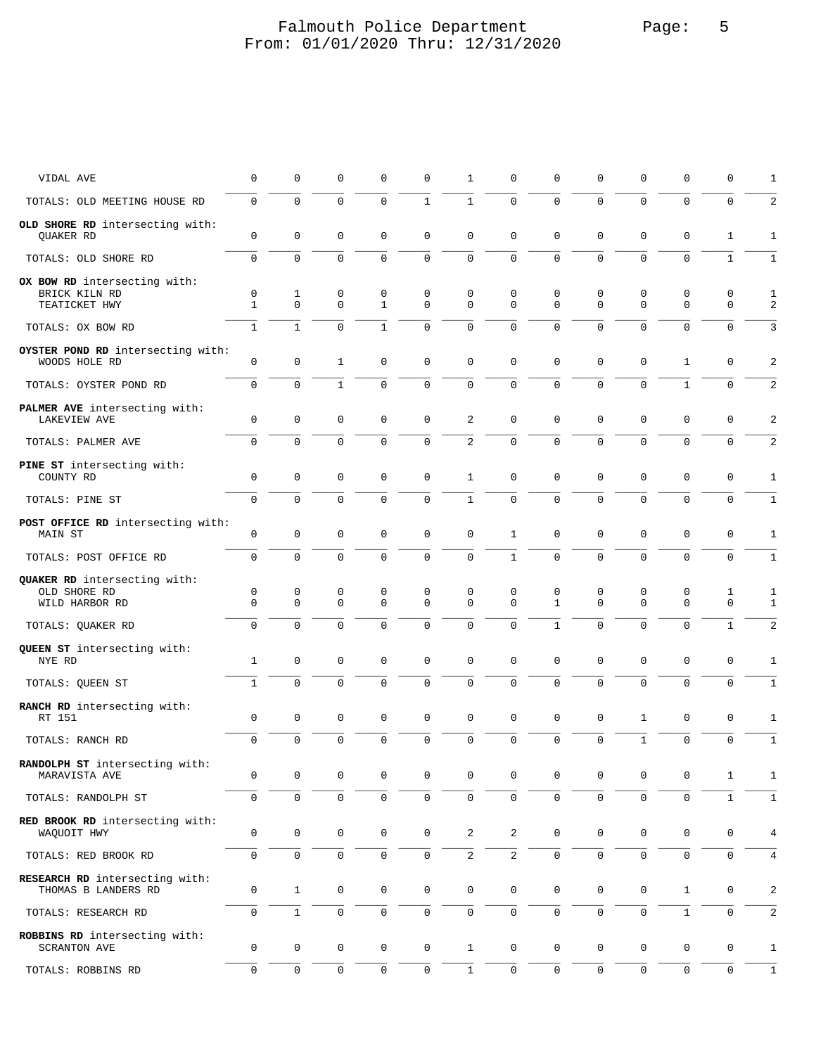# Falmouth Police Department
## From: 01/01/2020 Thru: 12/31/2020

| | | | | | | | | | | | | | |
|---|---|---|---|---|---|---|---|---|---|---|---|---|---|
| VIDAL AVE | 0 | 0 | 0 | 0 | 0 | 1 | 0 | 0 | 0 | 0 | 0 | 0 | 1 |
| TOTALS: OLD MEETING HOUSE RD | 0 | 0 | 0 | 0 | 1 | 1 | 0 | 0 | 0 | 0 | 0 | 0 | 2 |
| **OLD SHORE RD** intersecting with: | | | | | | | | | | | | | |
| QUAKER RD | 0 | 0 | 0 | 0 | 0 | 0 | 0 | 0 | 0 | 0 | 0 | 1 | 1 |
| TOTALS: OLD SHORE RD | 0 | 0 | 0 | 0 | 0 | 0 | 0 | 0 | 0 | 0 | 0 | 1 | 1 |
| **OX BOW RD** intersecting with: | | | | | | | | | | | | | |
| BRICK KILN RD | 0 | 1 | 0 | 0 | 0 | 0 | 0 | 0 | 0 | 0 | 0 | 0 | 1 |
| TEATICKET HWY | 1 | 0 | 0 | 1 | 0 | 0 | 0 | 0 | 0 | 0 | 0 | 0 | 2 |
| TOTALS: OX BOW RD | 1 | 1 | 0 | 1 | 0 | 0 | 0 | 0 | 0 | 0 | 0 | 0 | 3 |
| **OYSTER POND RD** intersecting with: | | | | | | | | | | | | | |
| WOODS HOLE RD | 0 | 0 | 1 | 0 | 0 | 0 | 0 | 0 | 0 | 0 | 1 | 0 | 2 |
| TOTALS: OYSTER POND RD | 0 | 0 | 1 | 0 | 0 | 0 | 0 | 0 | 0 | 0 | 1 | 0 | 2 |
| **PALMER AVE** intersecting with: | | | | | | | | | | | | | |
| LAKEVIEW AVE | 0 | 0 | 0 | 0 | 0 | 2 | 0 | 0 | 0 | 0 | 0 | 0 | 2 |
| TOTALS: PALMER AVE | 0 | 0 | 0 | 0 | 0 | 2 | 0 | 0 | 0 | 0 | 0 | 0 | 2 |
| **PINE ST** intersecting with: | | | | | | | | | | | | | |
| COUNTY RD | 0 | 0 | 0 | 0 | 0 | 1 | 0 | 0 | 0 | 0 | 0 | 0 | 1 |
| TOTALS: PINE ST | 0 | 0 | 0 | 0 | 0 | 1 | 0 | 0 | 0 | 0 | 0 | 0 | 1 |
| **POST OFFICE RD** intersecting with: | | | | | | | | | | | | | |
| MAIN ST | 0 | 0 | 0 | 0 | 0 | 0 | 1 | 0 | 0 | 0 | 0 | 0 | 1 |
| TOTALS: POST OFFICE RD | 0 | 0 | 0 | 0 | 0 | 0 | 1 | 0 | 0 | 0 | 0 | 0 | 1 |
| **QUAKER RD** intersecting with: | | | | | | | | | | | | | |
| OLD SHORE RD | 0 | 0 | 0 | 0 | 0 | 0 | 0 | 0 | 0 | 0 | 0 | 1 | 1 |
| WILD HARBOR RD | 0 | 0 | 0 | 0 | 0 | 0 | 0 | 1 | 0 | 0 | 0 | 0 | 1 |
| TOTALS: QUAKER RD | 0 | 0 | 0 | 0 | 0 | 0 | 0 | 1 | 0 | 0 | 0 | 1 | 2 |
| **QUEEN ST** intersecting with: | | | | | | | | | | | | | |
| NYE RD | 1 | 0 | 0 | 0 | 0 | 0 | 0 | 0 | 0 | 0 | 0 | 0 | 1 |
| TOTALS: QUEEN ST | 1 | 0 | 0 | 0 | 0 | 0 | 0 | 0 | 0 | 0 | 0 | 0 | 1 |
| **RANCH RD** intersecting with: | | | | | | | | | | | | | |
| RT 151 | 0 | 0 | 0 | 0 | 0 | 0 | 0 | 0 | 0 | 1 | 0 | 0 | 1 |
| TOTALS: RANCH RD | 0 | 0 | 0 | 0 | 0 | 0 | 0 | 0 | 0 | 1 | 0 | 0 | 1 |
| **RANDOLPH ST** intersecting with: | | | | | | | | | | | | | |
| MARAVISTA AVE | 0 | 0 | 0 | 0 | 0 | 0 | 0 | 0 | 0 | 0 | 0 | 1 | 1 |
| TOTALS: RANDOLPH ST | 0 | 0 | 0 | 0 | 0 | 0 | 0 | 0 | 0 | 0 | 0 | 1 | 1 |
| **RED BROOK RD** intersecting with: | | | | | | | | | | | | | |
| WAQUOIT HWY | 0 | 0 | 0 | 0 | 0 | 2 | 2 | 0 | 0 | 0 | 0 | 0 | 4 |
| TOTALS: RED BROOK RD | 0 | 0 | 0 | 0 | 0 | 2 | 2 | 0 | 0 | 0 | 0 | 0 | 4 |
| **RESEARCH RD** intersecting with: | | | | | | | | | | | | | |
| THOMAS B LANDERS RD | 0 | 1 | 0 | 0 | 0 | 0 | 0 | 0 | 0 | 0 | 1 | 0 | 2 |
| TOTALS: RESEARCH RD | 0 | 1 | 0 | 0 | 0 | 0 | 0 | 0 | 0 | 0 | 1 | 0 | 2 |
| **ROBBINS RD** intersecting with: | | | | | | | | | | | | | |
| SCRANTON AVE | 0 | 0 | 0 | 0 | 0 | 1 | 0 | 0 | 0 | 0 | 0 | 0 | 1 |
| TOTALS: ROBBINS RD | 0 | 0 | 0 | 0 | 0 | 1 | 0 | 0 | 0 | 0 | 0 | 0 | 1 |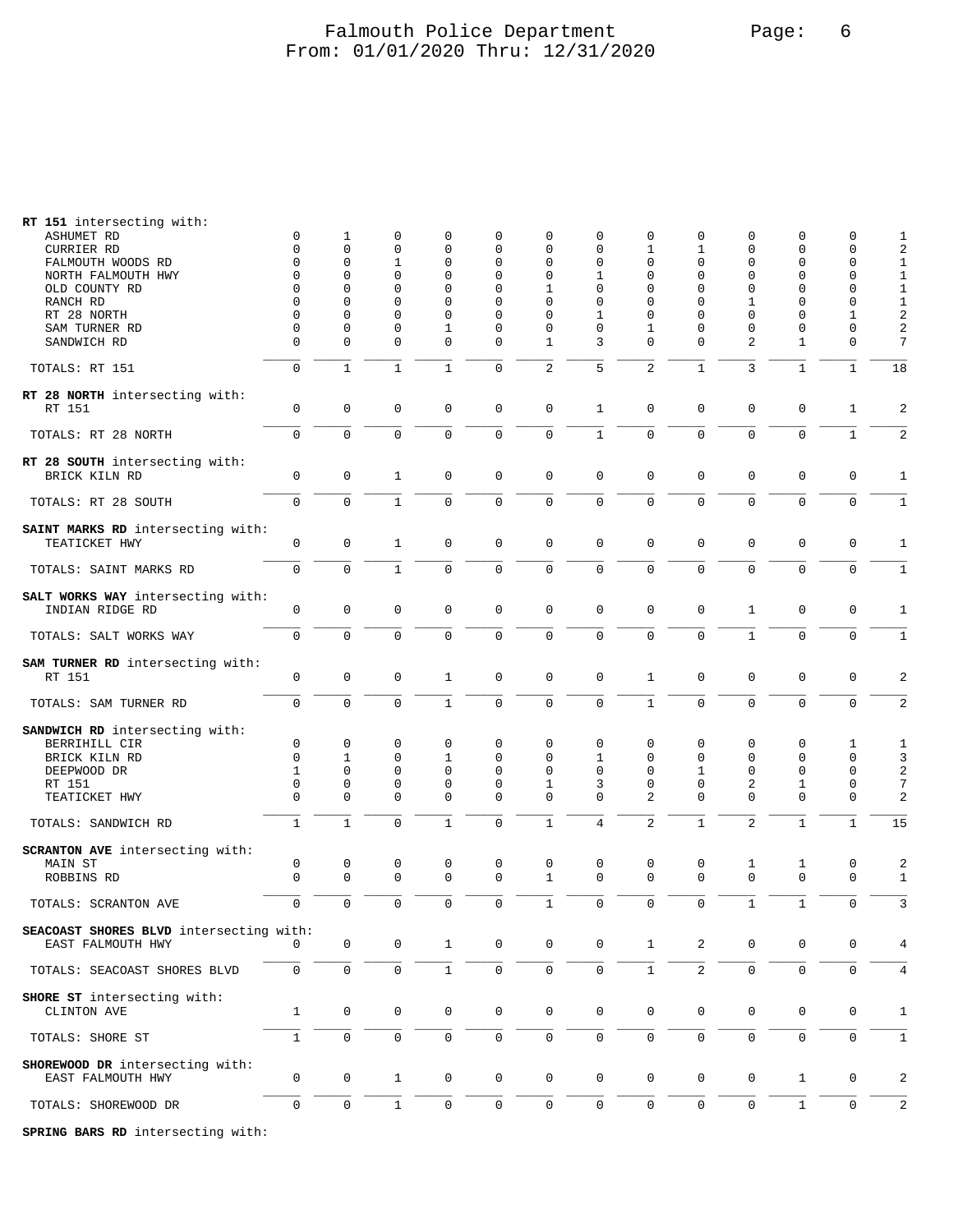Falmouth Police Department
From: 01/01/2020 Thru: 12/31/2020

**RT 151** intersecting with:

| | | | | | | | | | | | | | |
|---|---|---|---|---|---|---|---|---|---|---|---|---|---|
| ASHUMET RD | 0 | 1 | 0 | 0 | 0 | 0 | 0 | 0 | 0 | 0 | 0 | 0 | 1 |
| CURRIER RD | 0 | 0 | 0 | 0 | 0 | 0 | 0 | 1 | 1 | 0 | 0 | 0 | 2 |
| FALMOUTH WOODS RD | 0 | 0 | 1 | 0 | 0 | 0 | 0 | 0 | 0 | 0 | 0 | 0 | 1 |
| NORTH FALMOUTH HWY | 0 | 0 | 0 | 0 | 0 | 0 | 1 | 0 | 0 | 0 | 0 | 0 | 1 |
| OLD COUNTY RD | 0 | 0 | 0 | 0 | 0 | 1 | 0 | 0 | 0 | 0 | 0 | 0 | 1 |
| RANCH RD | 0 | 0 | 0 | 0 | 0 | 0 | 0 | 0 | 0 | 1 | 0 | 0 | 1 |
| RT 28 NORTH | 0 | 0 | 0 | 0 | 0 | 0 | 1 | 0 | 0 | 0 | 0 | 1 | 2 |
| SAM TURNER RD | 0 | 0 | 0 | 1 | 0 | 0 | 0 | 1 | 0 | 0 | 0 | 0 | 2 |
| SANDWICH RD | 0 | 0 | 0 | 0 | 0 | 1 | 3 | 0 | 0 | 2 | 1 | 0 | 7 |
| TOTALS: RT 151 | 0 | 1 | 1 | 1 | 0 | 2 | 5 | 2 | 1 | 3 | 1 | 1 | 18 |

**RT 28 NORTH** intersecting with:

| | | | | | | | | | | | | | |
|---|---|---|---|---|---|---|---|---|---|---|---|---|---|
| RT 151 | 0 | 0 | 0 | 0 | 0 | 0 | 1 | 0 | 0 | 0 | 0 | 1 | 2 |
| TOTALS: RT 28 NORTH | 0 | 0 | 0 | 0 | 0 | 0 | 1 | 0 | 0 | 0 | 0 | 1 | 2 |

**RT 28 SOUTH** intersecting with:

| | | | | | | | | | | | | | |
|---|---|---|---|---|---|---|---|---|---|---|---|---|---|
| BRICK KILN RD | 0 | 0 | 1 | 0 | 0 | 0 | 0 | 0 | 0 | 0 | 0 | 0 | 1 |
| TOTALS: RT 28 SOUTH | 0 | 0 | 1 | 0 | 0 | 0 | 0 | 0 | 0 | 0 | 0 | 0 | 1 |

**SAINT MARKS RD** intersecting with:

| | | | | | | | | | | | | | |
|---|---|---|---|---|---|---|---|---|---|---|---|---|---|
| TEATICKET HWY | 0 | 0 | 1 | 0 | 0 | 0 | 0 | 0 | 0 | 0 | 0 | 0 | 1 |
| TOTALS: SAINT MARKS RD | 0 | 0 | 1 | 0 | 0 | 0 | 0 | 0 | 0 | 0 | 0 | 0 | 1 |

**SALT WORKS WAY** intersecting with:

| | | | | | | | | | | | | | |
|---|---|---|---|---|---|---|---|---|---|---|---|---|---|
| INDIAN RIDGE RD | 0 | 0 | 0 | 0 | 0 | 0 | 0 | 0 | 0 | 1 | 0 | 0 | 1 |
| TOTALS: SALT WORKS WAY | 0 | 0 | 0 | 0 | 0 | 0 | 0 | 0 | 0 | 1 | 0 | 0 | 1 |

**SAM TURNER RD** intersecting with:

| | | | | | | | | | | | | | |
|---|---|---|---|---|---|---|---|---|---|---|---|---|---|
| RT 151 | 0 | 0 | 0 | 1 | 0 | 0 | 0 | 1 | 0 | 0 | 0 | 0 | 2 |
| TOTALS: SAM TURNER RD | 0 | 0 | 0 | 1 | 0 | 0 | 0 | 1 | 0 | 0 | 0 | 0 | 2 |

**SANDWICH RD** intersecting with:

| | | | | | | | | | | | | | |
|---|---|---|---|---|---|---|---|---|---|---|---|---|---|
| BERRIHILL CIR | 0 | 0 | 0 | 0 | 0 | 0 | 0 | 0 | 0 | 0 | 0 | 1 | 1 |
| BRICK KILN RD | 0 | 1 | 0 | 1 | 0 | 0 | 1 | 0 | 0 | 0 | 0 | 0 | 3 |
| DEEPWOOD DR | 1 | 0 | 0 | 0 | 0 | 0 | 0 | 0 | 1 | 0 | 0 | 0 | 2 |
| RT 151 | 0 | 0 | 0 | 0 | 0 | 1 | 3 | 0 | 0 | 2 | 1 | 0 | 7 |
| TEATICKET HWY | 0 | 0 | 0 | 0 | 0 | 0 | 0 | 2 | 0 | 0 | 0 | 0 | 2 |
| TOTALS: SANDWICH RD | 1 | 1 | 0 | 1 | 0 | 1 | 4 | 2 | 1 | 2 | 1 | 1 | 15 |

**SCRANTON AVE** intersecting with:

| | | | | | | | | | | | | | |
|---|---|---|---|---|---|---|---|---|---|---|---|---|---|
| MAIN ST | 0 | 0 | 0 | 0 | 0 | 0 | 0 | 0 | 0 | 1 | 1 | 0 | 2 |
| ROBBINS RD | 0 | 0 | 0 | 0 | 0 | 1 | 0 | 0 | 0 | 0 | 0 | 0 | 1 |
| TOTALS: SCRANTON AVE | 0 | 0 | 0 | 0 | 0 | 1 | 0 | 0 | 0 | 1 | 1 | 0 | 3 |

**SEACOAST SHORES BLVD** intersecting with:

| | | | | | | | | | | | | | |
|---|---|---|---|---|---|---|---|---|---|---|---|---|---|
| EAST FALMOUTH HWY | 0 | 0 | 0 | 1 | 0 | 0 | 0 | 1 | 2 | 0 | 0 | 0 | 4 |
| TOTALS: SEACOAST SHORES BLVD | 0 | 0 | 0 | 1 | 0 | 0 | 0 | 1 | 2 | 0 | 0 | 0 | 4 |

**SHORE ST** intersecting with:

| | | | | | | | | | | | | | |
|---|---|---|---|---|---|---|---|---|---|---|---|---|---|
| CLINTON AVE | 1 | 0 | 0 | 0 | 0 | 0 | 0 | 0 | 0 | 0 | 0 | 0 | 1 |
| TOTALS: SHORE ST | 1 | 0 | 0 | 0 | 0 | 0 | 0 | 0 | 0 | 0 | 0 | 0 | 1 |

**SHOREWOOD DR** intersecting with:

| | | | | | | | | | | | | | |
|---|---|---|---|---|---|---|---|---|---|---|---|---|---|
| EAST FALMOUTH HWY | 0 | 0 | 1 | 0 | 0 | 0 | 0 | 0 | 0 | 0 | 1 | 0 | 2 |
| TOTALS: SHOREWOOD DR | 0 | 0 | 1 | 0 | 0 | 0 | 0 | 0 | 0 | 0 | 1 | 0 | 2 |

**SPRING BARS RD** intersecting with: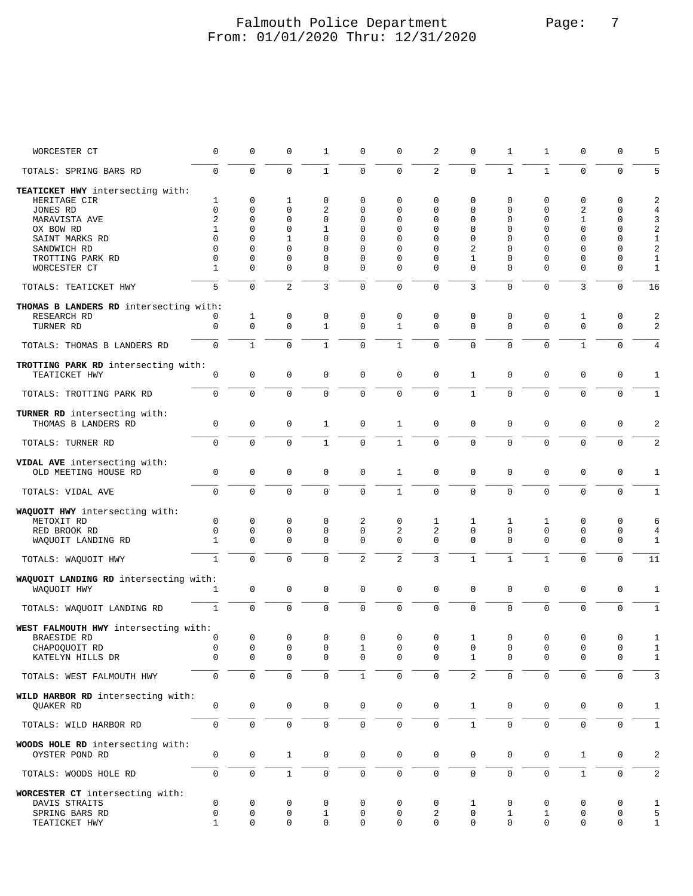| | | | | | | | | | | | | | |
|---|---|---|---|---|---|---|---|---|---|---|---|---|---|
| WORCESTER CT | 0 | 0 | 0 | 1 | 0 | 0 | 2 | 0 | 1 | 1 | 0 | 0 | 5 |
| TOTALS: SPRING BARS RD | 0 | 0 | 0 | 1 | 0 | 0 | 2 | 0 | 1 | 1 | 0 | 0 | 5 |
| **TEATICKET HWY** intersecting with: | | | | | | | | | | | | | |
| HERITAGE CIR | 1 | 0 | 1 | 0 | 0 | 0 | 0 | 0 | 0 | 0 | 0 | 0 | 2 |
| JONES RD | 0 | 0 | 0 | 2 | 0 | 0 | 0 | 0 | 0 | 0 | 2 | 0 | 4 |
| MARAVISTA AVE | 2 | 0 | 0 | 0 | 0 | 0 | 0 | 0 | 0 | 0 | 1 | 0 | 3 |
| OX BOW RD | 1 | 0 | 0 | 1 | 0 | 0 | 0 | 0 | 0 | 0 | 0 | 0 | 2 |
| SAINT MARKS RD | 0 | 0 | 1 | 0 | 0 | 0 | 0 | 0 | 0 | 0 | 0 | 0 | 1 |
| SANDWICH RD | 0 | 0 | 0 | 0 | 0 | 0 | 0 | 2 | 0 | 0 | 0 | 0 | 2 |
| TROTTING PARK RD | 0 | 0 | 0 | 0 | 0 | 0 | 0 | 1 | 0 | 0 | 0 | 0 | 1 |
| WORCESTER CT | 1 | 0 | 0 | 0 | 0 | 0 | 0 | 0 | 0 | 0 | 0 | 0 | 1 |
| TOTALS: TEATICKET HWY | 5 | 0 | 2 | 3 | 0 | 0 | 0 | 3 | 0 | 0 | 3 | 0 | 16 |
| **THOMAS B LANDERS RD** intersecting with: | | | | | | | | | | | | | |
| RESEARCH RD | 0 | 1 | 0 | 0 | 0 | 0 | 0 | 0 | 0 | 0 | 1 | 0 | 2 |
| TURNER RD | 0 | 0 | 0 | 1 | 0 | 1 | 0 | 0 | 0 | 0 | 0 | 0 | 2 |
| TOTALS: THOMAS B LANDERS RD | 0 | 1 | 0 | 1 | 0 | 1 | 0 | 0 | 0 | 0 | 1 | 0 | 4 |
| **TROTTING PARK RD** intersecting with: | | | | | | | | | | | | | |
| TEATICKET HWY | 0 | 0 | 0 | 0 | 0 | 0 | 0 | 1 | 0 | 0 | 0 | 0 | 1 |
| TOTALS: TROTTING PARK RD | 0 | 0 | 0 | 0 | 0 | 0 | 0 | 1 | 0 | 0 | 0 | 0 | 1 |
| **TURNER RD** intersecting with: | | | | | | | | | | | | | |
| THOMAS B LANDERS RD | 0 | 0 | 0 | 1 | 0 | 1 | 0 | 0 | 0 | 0 | 0 | 0 | 2 |
| TOTALS: TURNER RD | 0 | 0 | 0 | 1 | 0 | 1 | 0 | 0 | 0 | 0 | 0 | 0 | 2 |
| **VIDAL AVE** intersecting with: | | | | | | | | | | | | | |
| OLD MEETING HOUSE RD | 0 | 0 | 0 | 0 | 0 | 1 | 0 | 0 | 0 | 0 | 0 | 0 | 1 |
| TOTALS: VIDAL AVE | 0 | 0 | 0 | 0 | 0 | 1 | 0 | 0 | 0 | 0 | 0 | 0 | 1 |
| **WAQUOIT HWY** intersecting with: | | | | | | | | | | | | | |
| METOXIT RD | 0 | 0 | 0 | 0 | 2 | 0 | 1 | 1 | 1 | 1 | 0 | 0 | 6 |
| RED BROOK RD | 0 | 0 | 0 | 0 | 0 | 2 | 2 | 0 | 0 | 0 | 0 | 0 | 4 |
| WAQUOIT LANDING RD | 1 | 0 | 0 | 0 | 0 | 0 | 0 | 0 | 0 | 0 | 0 | 0 | 1 |
| TOTALS: WAQUOIT HWY | 1 | 0 | 0 | 0 | 2 | 2 | 3 | 1 | 1 | 1 | 0 | 0 | 11 |
| **WAQUOIT LANDING RD** intersecting with: | | | | | | | | | | | | | |
| WAQUOIT HWY | 1 | 0 | 0 | 0 | 0 | 0 | 0 | 0 | 0 | 0 | 0 | 0 | 1 |
| TOTALS: WAQUOIT LANDING RD | 1 | 0 | 0 | 0 | 0 | 0 | 0 | 0 | 0 | 0 | 0 | 0 | 1 |
| **WEST FALMOUTH HWY** intersecting with: | | | | | | | | | | | | | |
| BRAESIDE RD | 0 | 0 | 0 | 0 | 0 | 0 | 0 | 1 | 0 | 0 | 0 | 0 | 1 |
| CHAPOQUOIT RD | 0 | 0 | 0 | 0 | 1 | 0 | 0 | 0 | 0 | 0 | 0 | 0 | 1 |
| KATELYN HILLS DR | 0 | 0 | 0 | 0 | 0 | 0 | 0 | 1 | 0 | 0 | 0 | 0 | 1 |
| TOTALS: WEST FALMOUTH HWY | 0 | 0 | 0 | 0 | 1 | 0 | 0 | 2 | 0 | 0 | 0 | 0 | 3 |
| **WILD HARBOR RD** intersecting with: | | | | | | | | | | | | | |
| QUAKER RD | 0 | 0 | 0 | 0 | 0 | 0 | 0 | 1 | 0 | 0 | 0 | 0 | 1 |
| TOTALS: WILD HARBOR RD | 0 | 0 | 0 | 0 | 0 | 0 | 0 | 1 | 0 | 0 | 0 | 0 | 1 |
| **WOODS HOLE RD** intersecting with: | | | | | | | | | | | | | |
| OYSTER POND RD | 0 | 0 | 1 | 0 | 0 | 0 | 0 | 0 | 0 | 0 | 1 | 0 | 2 |
| TOTALS: WOODS HOLE RD | 0 | 0 | 1 | 0 | 0 | 0 | 0 | 0 | 0 | 0 | 1 | 0 | 2 |
| **WORCESTER CT** intersecting with: | | | | | | | | | | | | | |
| DAVIS STRAITS | 0 | 0 | 0 | 0 | 0 | 0 | 0 | 1 | 0 | 0 | 0 | 0 | 1 |
| SPRING BARS RD | 0 | 0 | 0 | 1 | 0 | 0 | 2 | 0 | 1 | 1 | 0 | 0 | 5 |
| TEATICKET HWY | 1 | 0 | 0 | 0 | 0 | 0 | 0 | 0 | 0 | 0 | 0 | 0 | 1 |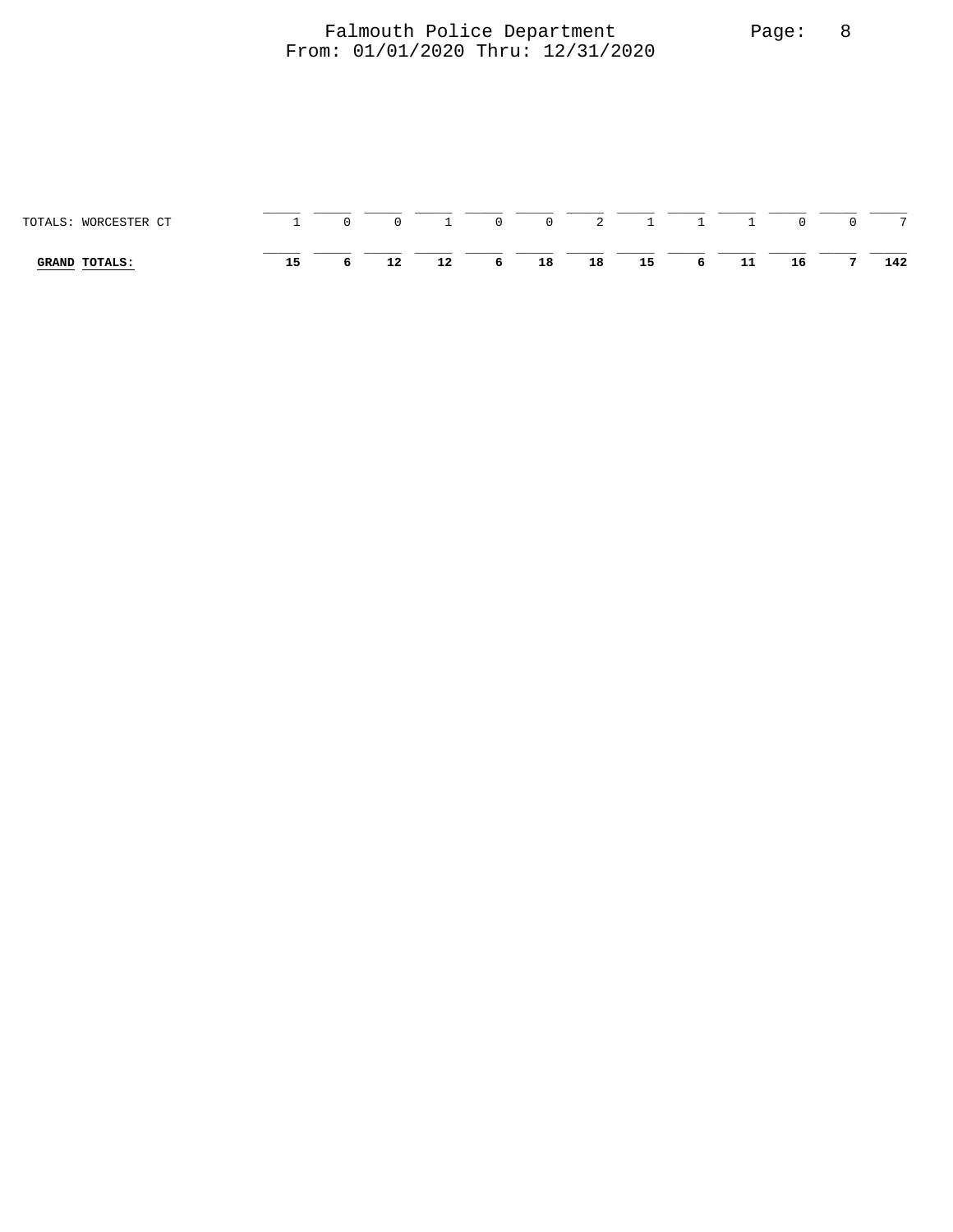| | | | | | | | | | | | | | |
|---|---|---|---|---|---|---|---|---|---|---|---|---|---|
| TOTALS: WORCESTER CT | 1 | 0 | 0 | 1 | 0 | 0 | 2 | 1 | 1 | 1 | 0 | 0 | 7 |
| **GRAND TOTALS:** | **15** | **6** | **12** | **12** | **6** | **18** | **18** | **15** | **6** | **11** | **16** | **7** | **142** |